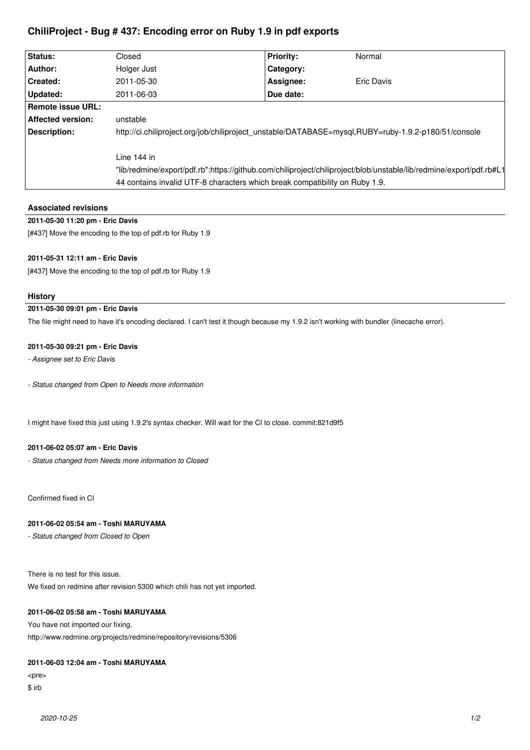# ChiliProject - Bug # 437: Encoding error on Ruby 1.9 in pdf exports

| Status: | Closed | Priority: | Normal |
|---|---|---|---|
| Author: | Holger Just | Category: | |
| Created: | 2011-05-30 | Assignee: | Eric Davis |
| Updated: | 2011-06-03 | Due date: | |
| Remote issue URL: | | | |
| Affected version: | unstable | | |
| Description: | http://ci.chiliproject.org/job/chiliproject_unstable/DATABASE=mysql,RUBY=ruby-1.9.2-p180/51/console<br><br>Line 144 in "lib/redmine/export/pdf.rb":https://github.com/chiliproject/chiliproject/blob/unstable/lib/redmine/export/pdf.rb#L144 contains invalid UTF-8 characters which break compatibility on Ruby 1.9. | | |

## Associated revisions

**2011-05-30 11:20 pm - Eric Davis**

[#437] Move the encoding to the top of pdf.rb for Ruby 1.9

**2011-05-31 12:11 am - Eric Davis**

[#437] Move the encoding to the top of pdf.rb for Ruby 1.9

## History

**2011-05-30 09:01 pm - Eric Davis**

The file might need to have it's encoding declared. I can't test it though because my 1.9.2 isn't working with bundler (linecache error).

**2011-05-30 09:21 pm - Eric Davis**

*- Assignee set to Eric Davis*

*- Status changed from Open to Needs more information*

I might have fixed this just using 1.9.2's syntax checker. Will wait for the CI to close. commit:821d9f5

**2011-06-02 05:07 am - Eric Davis**

*- Status changed from Needs more information to Closed*

Confirmed fixed in CI

**2011-06-02 05:54 am - Toshi MARUYAMA**

*- Status changed from Closed to Open*

There is no test for this issue.
We fixed on redmine after revision 5300 which chili has not yet imported.

**2011-06-02 05:58 am - Toshi MARUYAMA**

You have not imported our fixing.
http://www.redmine.org/projects/redmine/repository/revisions/5306

**2011-06-03 12:04 am - Toshi MARUYAMA**

<pre>
$ irb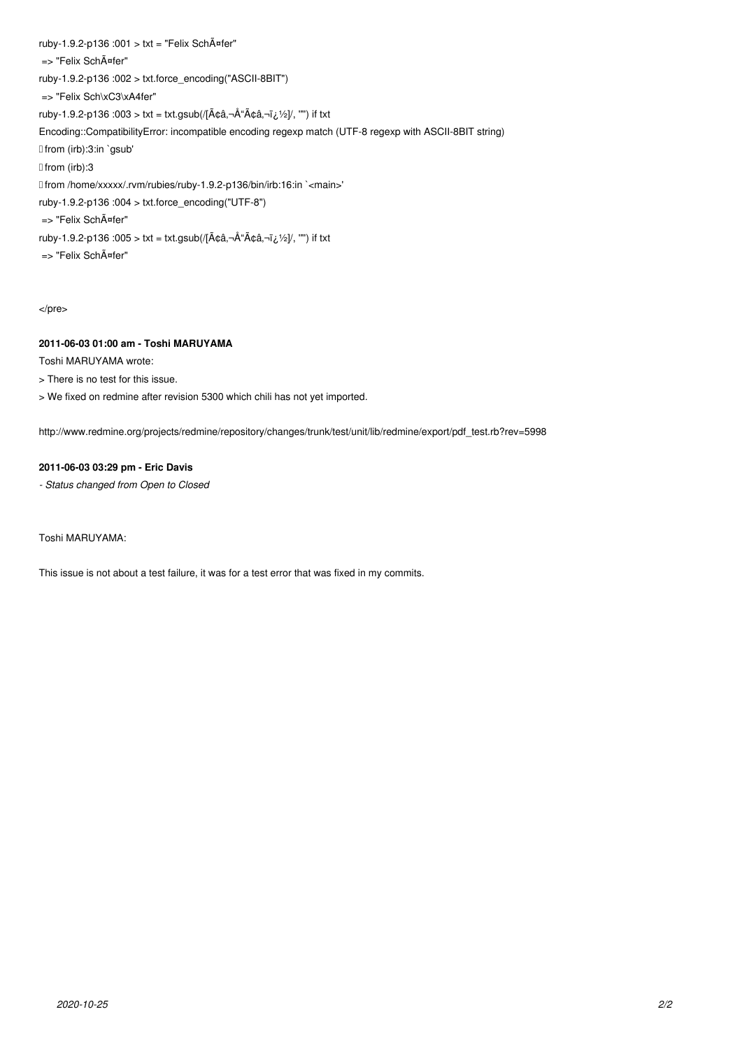```
ruby-1.9.2-p136 :001 > txt = "Felix SchÃ¤fer"
 => "Felix SchÃ¤fer"
ruby-1.9.2-p136 :002 > txt.force_encoding("ASCII-8BIT")
 => "Felix Sch\xC3\xA4fer"
ruby-1.9.2-p136 :003 > txt = txt.gsub(/[Ã¢â‚¬Å"Ã¢â‚¬ï¿½]/, '"') if txt
Encoding::CompatibilityError: incompatible encoding regexp match (UTF-8 regexp with ASCII-8BIT string)
	from (irb):3:in `gsub'
	from (irb):3
	from /home/xxxxx/.rvm/rubies/ruby-1.9.2-p136/bin/irb:16:in `<main>'
ruby-1.9.2-p136 :004 > txt.force_encoding("UTF-8")
 => "Felix SchÃ¤fer"
ruby-1.9.2-p136 :005 > txt = txt.gsub(/[Ã¢â‚¬Å"Ã¢â‚¬ï¿½]/, '"') if txt
 => "Felix SchÃ¤fer"
```

</pre>

**2011-06-03 01:00 am - Toshi MARUYAMA**

Toshi MARUYAMA wrote:

> There is no test for this issue.
> We fixed on redmine after revision 5300 which chili has not yet imported.

http://www.redmine.org/projects/redmine/repository/changes/trunk/test/unit/lib/redmine/export/pdf_test.rb?rev=5998

**2011-06-03 03:29 pm - Eric Davis**

*- Status changed from Open to Closed*

Toshi MARUYAMA:

This issue is not about a test failure, it was for a test error that was fixed in my commits.